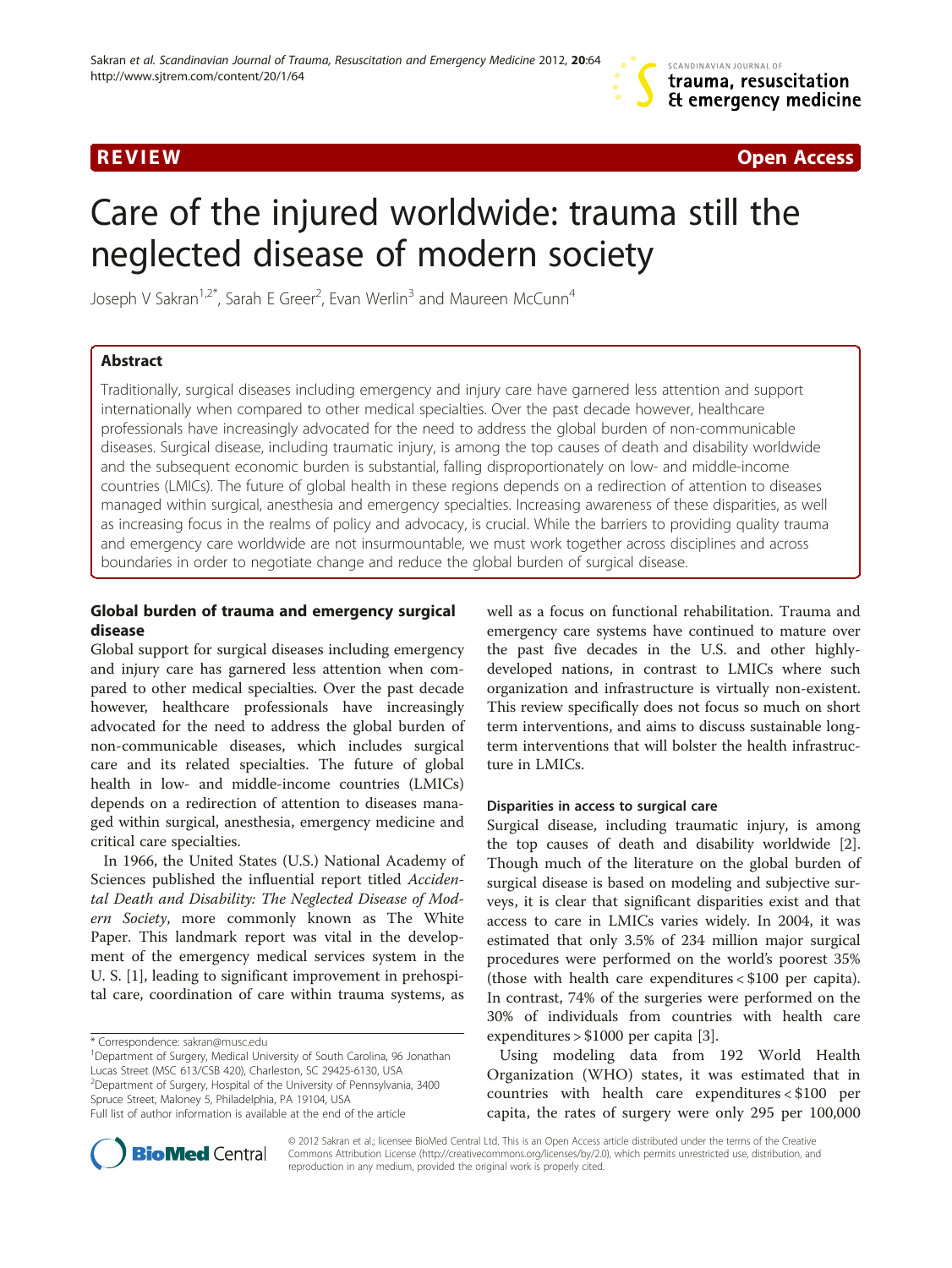REVIEW Open Access

# Care of the injured worldwide: trauma still the neglected disease of modern society

Joseph V Sakran[1,2*], Sarah E Greer[2], Evan Werlin[3] and Maureen McCunn[4]

## Abstract

Traditionally, surgical diseases including emergency and injury care have garnered less attention and support internationally when compared to other medical specialties. Over the past decade however, healthcare professionals have increasingly advocated for the need to address the global burden of non-communicable diseases. Surgical disease, including traumatic injury, is among the top causes of death and disability worldwide and the subsequent economic burden is substantial, falling disproportionately on low- and middle-income countries (LMICs). The future of global health in these regions depends on a redirection of attention to diseases managed within surgical, anesthesia and emergency specialties. Increasing awareness of these disparities, as well as increasing focus in the realms of policy and advocacy, is crucial. While the barriers to providing quality trauma and emergency care worldwide are not insurmountable, we must work together across disciplines and across boundaries in order to negotiate change and reduce the global burden of surgical disease.

## Global burden of trauma and emergency surgical disease

Global support for surgical diseases including emergency and injury care has garnered less attention when compared to other medical specialties. Over the past decade however, healthcare professionals have increasingly advocated for the need to address the global burden of non-communicable diseases, which includes surgical care and its related specialties. The future of global health in low- and middle-income countries (LMICs) depends on a redirection of attention to diseases managed within surgical, anesthesia, emergency medicine and critical care specialties.

In 1966, the United States (U.S.) National Academy of Sciences published the influential report titled *Accidental Death and Disability: The Neglected Disease of Modern Society*, more commonly known as The White Paper. This landmark report was vital in the development of the emergency medical services system in the U. S. [1], leading to significant improvement in prehospital care, coordination of care within trauma systems, as well as a focus on functional rehabilitation. Trauma and emergency care systems have continued to mature over the past five decades in the U.S. and other highly-developed nations, in contrast to LMICs where such organization and infrastructure is virtually non-existent. This review specifically does not focus so much on short term interventions, and aims to discuss sustainable long-term interventions that will bolster the health infrastructure in LMICs.

### Disparities in access to surgical care

Surgical disease, including traumatic injury, is among the top causes of death and disability worldwide [2]. Though much of the literature on the global burden of surgical disease is based on modeling and subjective surveys, it is clear that significant disparities exist and that access to care in LMICs varies widely. In 2004, it was estimated that only 3.5% of 234 million major surgical procedures were performed on the world's poorest 35% (those with health care expenditures < $100 per capita). In contrast, 74% of the surgeries were performed on the 30% of individuals from countries with health care expenditures > $1000 per capita [3].

Using modeling data from 192 World Health Organization (WHO) states, it was estimated that in countries with health care expenditures < $100 per capita, the rates of surgery were only 295 per 100,000

\* Correspondence: sakran@musc.edu

[1]Department of Surgery, Medical University of South Carolina, 96 Jonathan Lucas Street (MSC 613/CSB 420), Charleston, SC 29425-6130, USA

[2]Department of Surgery, Hospital of the University of Pennsylvania, 3400 Spruce Street, Maloney 5, Philadelphia, PA 19104, USA

Full list of author information is available at the end of the article

© 2012 Sakran et al.; licensee BioMed Central Ltd. This is an Open Access article distributed under the terms of the Creative Commons Attribution License (http://creativecommons.org/licenses/by/2.0), which permits unrestricted use, distribution, and reproduction in any medium, provided the original work is properly cited.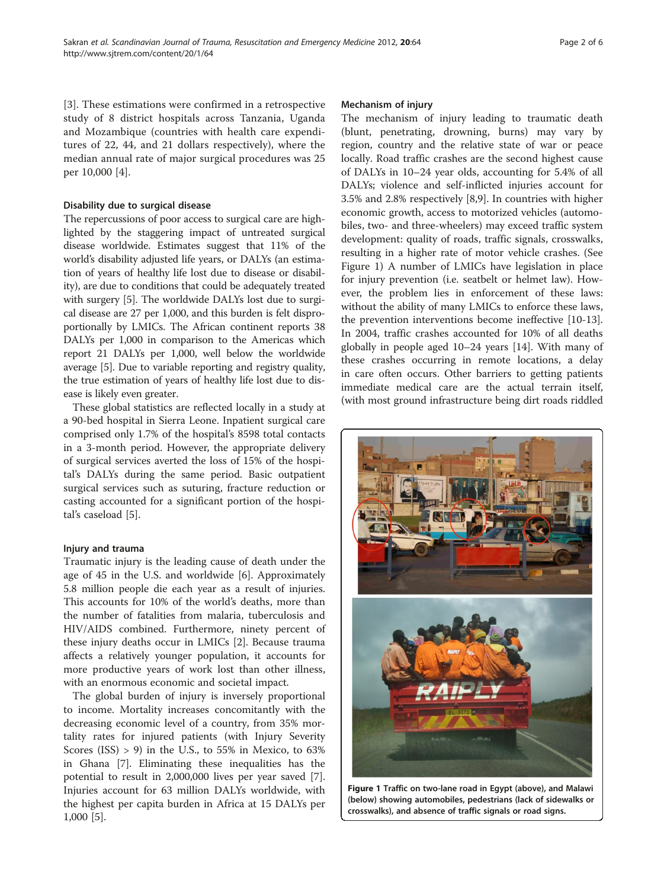[3]. These estimations were confirmed in a retrospective study of 8 district hospitals across Tanzania, Uganda and Mozambique (countries with health care expenditures of 22, 44, and 21 dollars respectively), where the median annual rate of major surgical procedures was 25 per 10,000 [4].

### Disability due to surgical disease

The repercussions of poor access to surgical care are highlighted by the staggering impact of untreated surgical disease worldwide. Estimates suggest that 11% of the world's disability adjusted life years, or DALYs (an estimation of years of healthy life lost due to disease or disability), are due to conditions that could be adequately treated with surgery [5]. The worldwide DALYs lost due to surgical disease are 27 per 1,000, and this burden is felt disproportionally by LMICs. The African continent reports 38 DALYs per 1,000 in comparison to the Americas which report 21 DALYs per 1,000, well below the worldwide average [5]. Due to variable reporting and registry quality, the true estimation of years of healthy life lost due to disease is likely even greater.

These global statistics are reflected locally in a study at a 90-bed hospital in Sierra Leone. Inpatient surgical care comprised only 1.7% of the hospital's 8598 total contacts in a 3-month period. However, the appropriate delivery of surgical services averted the loss of 15% of the hospital's DALYs during the same period. Basic outpatient surgical services such as suturing, fracture reduction or casting accounted for a significant portion of the hospital's caseload [5].

### Injury and trauma

Traumatic injury is the leading cause of death under the age of 45 in the U.S. and worldwide [6]. Approximately 5.8 million people die each year as a result of injuries. This accounts for 10% of the world's deaths, more than the number of fatalities from malaria, tuberculosis and HIV/AIDS combined. Furthermore, ninety percent of these injury deaths occur in LMICs [2]. Because trauma affects a relatively younger population, it accounts for more productive years of work lost than other illness, with an enormous economic and societal impact.

The global burden of injury is inversely proportional to income. Mortality increases concomitantly with the decreasing economic level of a country, from 35% mortality rates for injured patients (with Injury Severity Scores (ISS) > 9) in the U.S., to 55% in Mexico, to 63% in Ghana [7]. Eliminating these inequalities has the potential to result in 2,000,000 lives per year saved [7]. Injuries account for 63 million DALYs worldwide, with the highest per capita burden in Africa at 15 DALYs per 1,000 [5].

### Mechanism of injury

The mechanism of injury leading to traumatic death (blunt, penetrating, drowning, burns) may vary by region, country and the relative state of war or peace locally. Road traffic crashes are the second highest cause of DALYs in 10–24 year olds, accounting for 5.4% of all DALYs; violence and self-inflicted injuries account for 3.5% and 2.8% respectively [8,9]. In countries with higher economic growth, access to motorized vehicles (automobiles, two- and three-wheelers) may exceed traffic system development: quality of roads, traffic signals, crosswalks, resulting in a higher rate of motor vehicle crashes. (See Figure 1) A number of LMICs have legislation in place for injury prevention (i.e. seatbelt or helmet law). However, the problem lies in enforcement of these laws: without the ability of many LMICs to enforce these laws, the prevention interventions become ineffective [10-13]. In 2004, traffic crashes accounted for 10% of all deaths globally in people aged 10–24 years [14]. With many of these crashes occurring in remote locations, a delay in care often occurs. Other barriers to getting patients immediate medical care are the actual terrain itself, (with most ground infrastructure being dirt roads riddled

**Figure 1 Traffic on two-lane road in Egypt (above), and Malawi (below) showing automobiles, pedestrians (lack of sidewalks or crosswalks), and absence of traffic signals or road signs.**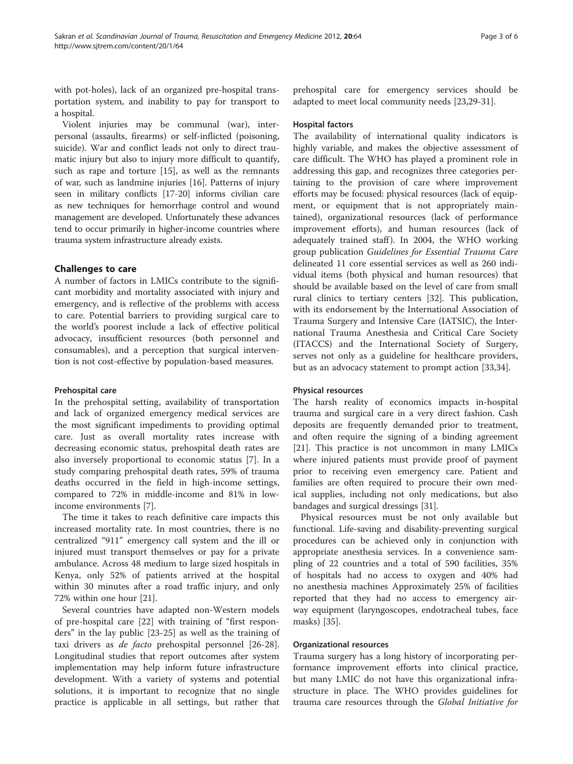with pot-holes), lack of an organized pre-hospital transportation system, and inability to pay for transport to a hospital.

Violent injuries may be communal (war), interpersonal (assaults, firearms) or self-inflicted (poisoning, suicide). War and conflict leads not only to direct traumatic injury but also to injury more difficult to quantify, such as rape and torture [15], as well as the remnants of war, such as landmine injuries [16]. Patterns of injury seen in military conflicts [17-20] informs civilian care as new techniques for hemorrhage control and wound management are developed. Unfortunately these advances tend to occur primarily in higher-income countries where trauma system infrastructure already exists.

## Challenges to care

A number of factors in LMICs contribute to the significant morbidity and mortality associated with injury and emergency, and is reflective of the problems with access to care. Potential barriers to providing surgical care to the world's poorest include a lack of effective political advocacy, insufficient resources (both personnel and consumables), and a perception that surgical intervention is not cost-effective by population-based measures.

### Prehospital care

In the prehospital setting, availability of transportation and lack of organized emergency medical services are the most significant impediments to providing optimal care. Just as overall mortality rates increase with decreasing economic status, prehospital death rates are also inversely proportional to economic status [7]. In a study comparing prehospital death rates, 59% of trauma deaths occurred in the field in high-income settings, compared to 72% in middle-income and 81% in low-income environments [7].

The time it takes to reach definitive care impacts this increased mortality rate. In most countries, there is no centralized "911" emergency call system and the ill or injured must transport themselves or pay for a private ambulance. Across 48 medium to large sized hospitals in Kenya, only 52% of patients arrived at the hospital within 30 minutes after a road traffic injury, and only 72% within one hour [21].

Several countries have adapted non-Western models of pre-hospital care [22] with training of "first responders" in the lay public [23-25] as well as the training of taxi drivers as *de facto* prehospital personnel [26-28]. Longitudinal studies that report outcomes after system implementation may help inform future infrastructure development. With a variety of systems and potential solutions, it is important to recognize that no single practice is applicable in all settings, but rather that prehospital care for emergency services should be adapted to meet local community needs [23,29-31].

### Hospital factors

The availability of international quality indicators is highly variable, and makes the objective assessment of care difficult. The WHO has played a prominent role in addressing this gap, and recognizes three categories pertaining to the provision of care where improvement efforts may be focused: physical resources (lack of equipment, or equipment that is not appropriately maintained), organizational resources (lack of performance improvement efforts), and human resources (lack of adequately trained staff). In 2004, the WHO working group publication *Guidelines for Essential Trauma Care* delineated 11 core essential services as well as 260 individual items (both physical and human resources) that should be available based on the level of care from small rural clinics to tertiary centers [32]. This publication, with its endorsement by the International Association of Trauma Surgery and Intensive Care (IATSIC), the International Trauma Anesthesia and Critical Care Society (ITACCS) and the International Society of Surgery, serves not only as a guideline for healthcare providers, but as an advocacy statement to prompt action [33,34].

### Physical resources

The harsh reality of economics impacts in-hospital trauma and surgical care in a very direct fashion. Cash deposits are frequently demanded prior to treatment, and often require the signing of a binding agreement [21]. This practice is not uncommon in many LMICs where injured patients must provide proof of payment prior to receiving even emergency care. Patient and families are often required to procure their own medical supplies, including not only medications, but also bandages and surgical dressings [31].

Physical resources must be not only available but functional. Life-saving and disability-preventing surgical procedures can be achieved only in conjunction with appropriate anesthesia services. In a convenience sampling of 22 countries and a total of 590 facilities, 35% of hospitals had no access to oxygen and 40% had no anesthesia machines Approximately 25% of facilities reported that they had no access to emergency airway equipment (laryngoscopes, endotracheal tubes, face masks) [35].

### Organizational resources

Trauma surgery has a long history of incorporating performance improvement efforts into clinical practice, but many LMIC do not have this organizational infrastructure in place. The WHO provides guidelines for trauma care resources through the *Global Initiative for*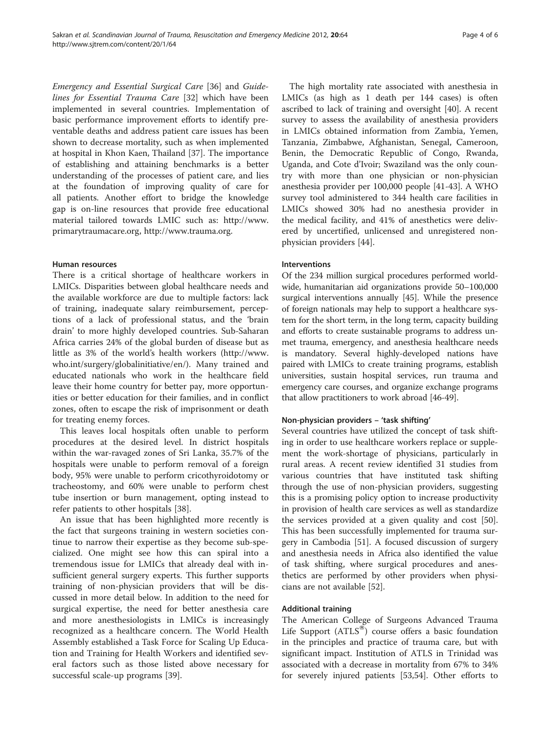*Emergency and Essential Surgical Care* [36] and *Guidelines for Essential Trauma Care* [32] which have been implemented in several countries. Implementation of basic performance improvement efforts to identify preventable deaths and address patient care issues has been shown to decrease mortality, such as when implemented at hospital in Khon Kaen, Thailand [37]. The importance of establishing and attaining benchmarks is a better understanding of the processes of patient care, and lies at the foundation of improving quality of care for all patients. Another effort to bridge the knowledge gap is on-line resources that provide free educational material tailored towards LMIC such as: http://www.primarytraumacare.org, http://www.trauma.org.

#### Human resources

There is a critical shortage of healthcare workers in LMICs. Disparities between global healthcare needs and the available workforce are due to multiple factors: lack of training, inadequate salary reimbursement, perceptions of a lack of professional status, and the 'brain drain' to more highly developed countries. Sub-Saharan Africa carries 24% of the global burden of disease but as little as 3% of the world's health workers (http://www.who.int/surgery/globalinitiative/en/). Many trained and educated nationals who work in the healthcare field leave their home country for better pay, more opportunities or better education for their families, and in conflict zones, often to escape the risk of imprisonment or death for treating enemy forces.

This leaves local hospitals often unable to perform procedures at the desired level. In district hospitals within the war-ravaged zones of Sri Lanka, 35.7% of the hospitals were unable to perform removal of a foreign body, 95% were unable to perform cricothyroidotomy or tracheostomy, and 60% were unable to perform chest tube insertion or burn management, opting instead to refer patients to other hospitals [38].

An issue that has been highlighted more recently is the fact that surgeons training in western societies continue to narrow their expertise as they become sub-specialized. One might see how this can spiral into a tremendous issue for LMICs that already deal with insufficient general surgery experts. This further supports training of non-physician providers that will be discussed in more detail below. In addition to the need for surgical expertise, the need for better anesthesia care and more anesthesiologists in LMICs is increasingly recognized as a healthcare concern. The World Health Assembly established a Task Force for Scaling Up Education and Training for Health Workers and identified several factors such as those listed above necessary for successful scale-up programs [39].

The high mortality rate associated with anesthesia in LMICs (as high as 1 death per 144 cases) is often ascribed to lack of training and oversight [40]. A recent survey to assess the availability of anesthesia providers in LMICs obtained information from Zambia, Yemen, Tanzania, Zimbabwe, Afghanistan, Senegal, Cameroon, Benin, the Democratic Republic of Congo, Rwanda, Uganda, and Cote d'Ivoir; Swaziland was the only country with more than one physician or non-physician anesthesia provider per 100,000 people [41-43]. A WHO survey tool administered to 344 health care facilities in LMICs showed 30% had no anesthesia provider in the medical facility, and 41% of anesthetics were delivered by uncertified, unlicensed and unregistered non-physician providers [44].

#### Interventions

Of the 234 million surgical procedures performed worldwide, humanitarian aid organizations provide 50–100,000 surgical interventions annually [45]. While the presence of foreign nationals may help to support a healthcare system for the short term, in the long term, capacity building and efforts to create sustainable programs to address unmet trauma, emergency, and anesthesia healthcare needs is mandatory. Several highly-developed nations have paired with LMICs to create training programs, establish universities, sustain hospital services, run trauma and emergency care courses, and organize exchange programs that allow practitioners to work abroad [46-49].

#### Non-physician providers – 'task shifting'

Several countries have utilized the concept of task shifting in order to use healthcare workers replace or supplement the work-shortage of physicians, particularly in rural areas. A recent review identified 31 studies from various countries that have instituted task shifting through the use of non-physician providers, suggesting this is a promising policy option to increase productivity in provision of health care services as well as standardize the services provided at a given quality and cost [50]. This has been successfully implemented for trauma surgery in Cambodia [51]. A focused discussion of surgery and anesthesia needs in Africa also identified the value of task shifting, where surgical procedures and anesthetics are performed by other providers when physicians are not available [52].

#### Additional training

The American College of Surgeons Advanced Trauma Life Support (ATLS®) course offers a basic foundation in the principles and practice of trauma care, but with significant impact. Institution of ATLS in Trinidad was associated with a decrease in mortality from 67% to 34% for severely injured patients [53,54]. Other efforts to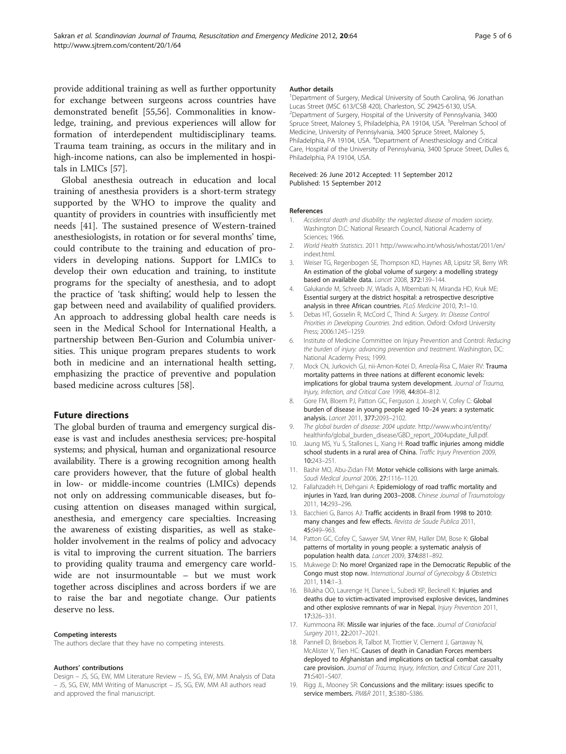provide additional training as well as further opportunity for exchange between surgeons across countries have demonstrated benefit [55,56]. Commonalities in knowledge, training, and previous experiences will allow for formation of interdependent multidisciplinary teams. Trauma team training, as occurs in the military and in high-income nations, can also be implemented in hospitals in LMICs [57].

Global anesthesia outreach in education and local training of anesthesia providers is a short-term strategy supported by the WHO to improve the quality and quantity of providers in countries with insufficiently met needs [41]. The sustained presence of Western-trained anesthesiologists, in rotation or for several months' time, could contribute to the training and education of providers in developing nations. Support for LMICs to develop their own education and training, to institute programs for the specialty of anesthesia, and to adopt the practice of 'task shifting', would help to lessen the gap between need and availability of qualified providers. An approach to addressing global health care needs is seen in the Medical School for International Health, a partnership between Ben-Gurion and Columbia universities. This unique program prepares students to work both in medicine and an international health setting, emphasizing the practice of preventive and population based medicine across cultures [58].

## Future directions

The global burden of trauma and emergency surgical disease is vast and includes anesthesia services; pre-hospital systems; and physical, human and organizational resource availability. There is a growing recognition among health care providers however, that the future of global health in low- or middle-income countries (LMICs) depends not only on addressing communicable diseases, but focusing attention on diseases managed within surgical, anesthesia, and emergency care specialties. Increasing the awareness of existing disparities, as well as stakeholder involvement in the realms of policy and advocacy is vital to improving the current situation. The barriers to providing quality trauma and emergency care worldwide are not insurmountable – but we must work together across disciplines and across borders if we are to raise the bar and negotiate change. Our patients deserve no less.

#### Competing interests

The authors declare that they have no competing interests.

#### Authors' contributions

Design – JS, SG, EW, MM Literature Review – JS, SG, EW, MM Analysis of Data – JS, SG, EW, MM Writing of Manuscript – JS, SG, EW, MM All authors read and approved the final manuscript.

#### Author details

[1]Department of Surgery, Medical University of South Carolina, 96 Jonathan Lucas Street (MSC 613/CSB 420), Charleston, SC 29425-6130, USA. [2]Department of Surgery, Hospital of the University of Pennsylvania, 3400 Spruce Street, Maloney 5, Philadelphia, PA 19104, USA. [3]Perelman School of Medicine, University of Pennsylvania, 3400 Spruce Street, Maloney 5, Philadelphia, PA 19104, USA. [4]Department of Anesthesiology and Critical Care, Hospital of the University of Pennsylvania, 3400 Spruce Street, Dulles 6, Philadelphia, PA 19104, USA.

Received: 26 June 2012 Accepted: 11 September 2012
Published: 15 September 2012

#### References

1. *Accidental death and disability: the neglected disease of modern society*. Washington D.C: National Research Council, National Academy of Sciences; 1966.
2. *World Health Statistics*. 2011 http://www.who.int/whosis/whostat/2011/en/indext.html.
3. Weiser TG, Regenbogen SE, Thompson KD, Haynes AB, Lipsitz SR, Berry WR: **An estimation of the global volume of surgery: a modelling strategy based on available data.** *Lancet* 2008, **372:**139–144.
4. Galukande M, Schreeb JV, Wladis A, Mbembati N, Miranda HD, Kruk ME: **Essential surgery at the district hospital: a retrospective descriptive analysis in three African countries.** *PLoS Medicine* 2010, **7:**1–10.
5. Debas HT, Gosselin R, McCord C, Thind A: *Surgery. In: Disease Control Priorities in Developing Countries*. 2nd edition. Oxford: Oxford University Press; 2006:1245–1259.
6. Institute of Medicine Committee on Injury Prevention and Control: *Reducing the burden of injury: advancing prevention and treatment*. Washington, DC: National Academy Press; 1999.
7. Mock CN, Jurkovich GJ, nii-Amon-Kotei D, Arreola-Risa C, Maier RV: **Trauma mortality patterns in three nations at different economic levels: implications for global trauma system development.** *Journal of Trauma, Injury, Infection, and Critical Care* 1998, **44:**804–812.
8. Gore FM, Bloem PJ, Patton GC, Ferguson J, Joseph V, Cofey C: **Global burden of disease in young people aged 10–24 years: a systematic analysis.** *Lancet* 2011, **377:**2093–2102.
9. *The global burden of disease: 2004 update*. http://www.who.int/entity/healthinfo/global_burden_disease/GBD_report_2004update_full.pdf.
10. Jaung MS, Yu S, Stallones L, Xiang H: **Road traffic injuries among middle school students in a rural area of China.** *Traffic Injury Prevention* 2009, **10:**243–251.
11. Bashir MO, Abu-Zidan FM: **Motor vehicle collisions with large animals.** *Saudi Medical Journal* 2006, **27:**1116–1120.
12. Fallahzadeh H, Dehgani A: **Epidemiology of road traffic mortality and injuries in Yazd, Iran during 2003–2008.** *Chinese Journal of Traumatology* 2011, **14:**293–296.
13. Bacchieri G, Barros AJ: **Traffic accidents in Brazil from 1998 to 2010: many changes and few effects.** *Revista de Saude Publica* 2011, **45:**949–963.
14. Patton GC, Cofey C, Sawyer SM, Viner RM, Haller DM, Bose K: **Global patterns of mortality in young people: a systematic analysis of population health data.** *Lancet* 2009, **374:**881–892.
15. Mukwege D: **No more! Organized rape in the Democratic Republic of the Congo must stop now.** *International Journal of Gynecology & Obstetrics* 2011, **114:**1–3.
16. Bilukha OO, Laurenge H, Danee L, Subedi KP, Becknell K: **Injuries and deaths due to victim-activated improvised explosive devices, landmines and other explosive remnants of war in Nepal.** *Injury Prevention* 2011, **17:**326–331.
17. Kummoona RK: **Missile war injuries of the face.** *Journal of Craniofacial Surgery* 2011, **22:**2017–2021.
18. Pannell D, Brisebois R, Talbot M, Trottier V, Clement J, Garraway N, McAlister V, Tien HC: **Causes of death in Canadian Forces members deployed to Afghanistan and implications on tactical combat casualty care provision.** *Journal of Trauma, Injury, Infection, and Critical Care* 2011, **71:**S401–S407.
19. Rigg JL, Mooney SR: **Concussions and the military: issues specific to service members.** *PM&R* 2011, **3:**S380–S386.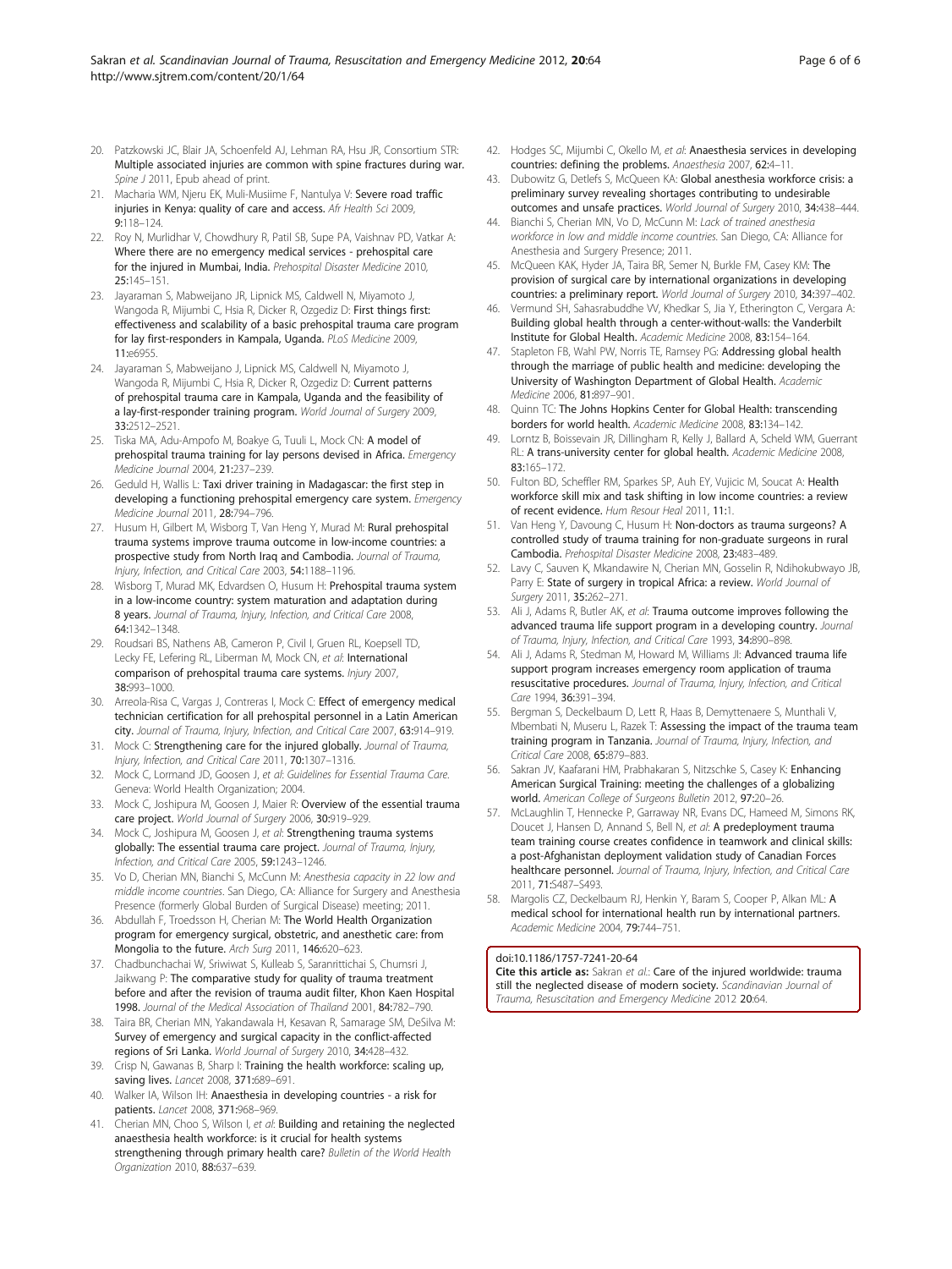20. Patzkowski JC, Blair JA, Schoenfeld AJ, Lehman RA, Hsu JR, Consortium STR: **Multiple associated injuries are common with spine fractures during war.** *Spine J* 2011, Epub ahead of print.
21. Macharia WM, Njeru EK, Muli-Musiime F, Nantulya V: **Severe road traffic injuries in Kenya: quality of care and access.** *Afr Health Sci* 2009, **9:**118–124.
22. Roy N, Murlidhar V, Chowdhury R, Patil SB, Supe PA, Vaishnav PD, Vatkar A: **Where there are no emergency medical services - prehospital care for the injured in Mumbai, India.** *Prehospital Disaster Medicine* 2010, **25:**145–151.
23. Jayaraman S, Mabweijano JR, Lipnick MS, Caldwell N, Miyamoto J, Wangoda R, Mijumbi C, Hsia R, Dicker R, Ozgediz D: **First things first: effectiveness and scalability of a basic prehospital trauma care program for lay first-responders in Kampala, Uganda.** *PLoS Medicine* 2009, **11:**e6955.
24. Jayaraman S, Mabweijano J, Lipnick MS, Caldwell N, Miyamoto J, Wangoda R, Mijumbi C, Hsia R, Dicker R, Ozgediz D: **Current patterns of prehospital trauma care in Kampala, Uganda and the feasibility of a lay-first-responder training program.** *World Journal of Surgery* 2009, **33:**2512–2521.
25. Tiska MA, Adu-Ampofo M, Boakye G, Tuuli L, Mock CN: **A model of prehospital trauma training for lay persons devised in Africa.** *Emergency Medicine Journal* 2004, **21:**237–239.
26. Geduld H, Wallis L: **Taxi driver training in Madagascar: the first step in developing a functioning prehospital emergency care system.** *Emergency Medicine Journal* 2011, **28:**794–796.
27. Husum H, Gilbert M, Wisborg T, Van Heng Y, Murad M: **Rural prehospital trauma systems improve trauma outcome in low-income countries: a prospective study from North Iraq and Cambodia.** *Journal of Trauma, Injury, Infection, and Critical Care* 2003, **54:**1188–1196.
28. Wisborg T, Murad MK, Edvardsen O, Husum H: **Prehospital trauma system in a low-income country: system maturation and adaptation during 8 years.** *Journal of Trauma, Injury, Infection, and Critical Care* 2008, **64:**1342–1348.
29. Roudsari BS, Nathens AB, Cameron P, Civil I, Gruen RL, Koepsell TD, Lecky FE, Lefering RL, Liberman M, Mock CN, *et al*: **International comparison of prehospital trauma care systems.** *Injury* 2007, **38:**993–1000.
30. Arreola-Risa C, Vargas J, Contreras I, Mock C: **Effect of emergency medical technician certification for all prehospital personnel in a Latin American city.** *Journal of Trauma, Injury, Infection, and Critical Care* 2007, **63:**914–919.
31. Mock C: **Strengthening care for the injured globally.** *Journal of Trauma, Injury, Infection, and Critical Care* 2011, **70:**1307–1316.
32. Mock C, Lormand JD, Goosen J, *et al*: *Guidelines for Essential Trauma Care.* Geneva: World Health Organization; 2004.
33. Mock C, Joshipura M, Goosen J, Maier R: **Overview of the essential trauma care project.** *World Journal of Surgery* 2006, **30:**919–929.
34. Mock C, Joshipura M, Goosen J, *et al*: **Strengthening trauma systems globally: The essential trauma care project.** *Journal of Trauma, Injury, Infection, and Critical Care* 2005, **59:**1243–1246.
35. Vo D, Cherian MN, Bianchi S, McCunn M: *Anesthesia capacity in 22 low and middle income countries.* San Diego, CA: Alliance for Surgery and Anesthesia Presence (formerly Global Burden of Surgical Disease) meeting; 2011.
36. Abdullah F, Troedsson H, Cherian M: **The World Health Organization program for emergency surgical, obstetric, and anesthetic care: from Mongolia to the future.** *Arch Surg* 2011, **146:**620–623.
37. Chadbunchachai W, Sriwiwat S, Kulleab S, Saranrittichai S, Chumsri J, Jaikwang P: **The comparative study for quality of trauma treatment before and after the revision of trauma audit filter, Khon Kaen Hospital 1998.** *Journal of the Medical Association of Thailand* 2001, **84:**782–790.
38. Taira BR, Cherian MN, Yakandawala H, Kesavan R, Samarage SM, DeSilva M: **Survey of emergency and surgical capacity in the conflict-affected regions of Sri Lanka.** *World Journal of Surgery* 2010, **34:**428–432.
39. Crisp N, Gawanas B, Sharp I: **Training the health workforce: scaling up, saving lives.** *Lancet* 2008, **371:**689–691.
40. Walker IA, Wilson IH: **Anaesthesia in developing countries - a risk for patients.** *Lancet* 2008, **371:**968–969.
41. Cherian MN, Choo S, Wilson I, *et al*: **Building and retaining the neglected anaesthesia health workforce: is it crucial for health systems strengthening through primary health care?** *Bulletin of the World Health Organization* 2010, **88:**637–639.
42. Hodges SC, Mijumbi C, Okello M, *et al*: **Anaesthesia services in developing countries: defining the problems.** *Anaesthesia* 2007, **62:**4–11.
43. Dubowitz G, Detlefs S, McQueen KA: **Global anesthesia workforce crisis: a preliminary survey revealing shortages contributing to undesirable outcomes and unsafe practices.** *World Journal of Surgery* 2010, **34:**438–444.
44. Bianchi S, Cherian MN, Vo D, McCunn M: *Lack of trained anesthesia workforce in low and middle income countries.* San Diego, CA: Alliance for Anesthesia and Surgery Presence; 2011.
45. McQueen KAK, Hyder JA, Taira BR, Semer N, Burkle FM, Casey KM: **The provision of surgical care by international organizations in developing countries: a preliminary report.** *World Journal of Surgery* 2010, **34:**397–402.
46. Vermund SH, Sahasrabuddhe VV, Khedkar S, Jia Y, Etherington C, Vergara A: **Building global health through a center-without-walls: the Vanderbilt Institute for Global Health.** *Academic Medicine* 2008, **83:**154–164.
47. Stapleton FB, Wahl PW, Norris TE, Ramsey PG: **Addressing global health through the marriage of public health and medicine: developing the University of Washington Department of Global Health.** *Academic Medicine* 2006, **81:**897–901.
48. Quinn TC: **The Johns Hopkins Center for Global Health: transcending borders for world health.** *Academic Medicine* 2008, **83:**134–142.
49. Lorntz B, Boissevain JR, Dillingham R, Kelly J, Ballard A, Scheld WM, Guerrant RL: **A trans-university center for global health.** *Academic Medicine* 2008, **83:**165–172.
50. Fulton BD, Scheffler RM, Sparkes SP, Auh EY, Vujicic M, Soucat A: **Health workforce skill mix and task shifting in low income countries: a review of recent evidence.** *Hum Resour Heal* 2011, **11:**1.
51. Van Heng Y, Davoung C, Husum H: **Non-doctors as trauma surgeons? A controlled study of trauma training for non-graduate surgeons in rural Cambodia.** *Prehospital Disaster Medicine* 2008, **23:**483–489.
52. Lavy C, Sauven K, Mkandawire N, Cherian MN, Gosselin R, Ndihokubwayo JB, Parry E: **State of surgery in tropical Africa: a review.** *World Journal of Surgery* 2011, **35:**262–271.
53. Ali J, Adams R, Butler AK, *et al*: **Trauma outcome improves following the advanced trauma life support program in a developing country.** *Journal of Trauma, Injury, Infection, and Critical Care* 1993, **34:**890–898.
54. Ali J, Adams R, Stedman M, Howard M, Williams JI: **Advanced trauma life support program increases emergency room application of trauma resuscitative procedures.** *Journal of Trauma, Injury, Infection, and Critical Care* 1994, **36:**391–394.
55. Bergman S, Deckelbaum D, Lett R, Haas B, Demyttenaere S, Munthali V, Mbembati N, Museru L, Razek T: **Assessing the impact of the trauma team training program in Tanzania.** *Journal of Trauma, Injury, Infection, and Critical Care* 2008, **65:**879–883.
56. Sakran JV, Kaafarani HM, Prabhakaran S, Nitzschke S, Casey K: **Enhancing American Surgical Training: meeting the challenges of a globalizing world.** *American College of Surgeons Bulletin* 2012, **97:**20–26.
57. McLaughlin T, Hennecke P, Garraway NR, Evans DC, Hameed M, Simons RK, Doucet J, Hansen D, Annand S, Bell N, *et al*: **A predeployment trauma team training course creates confidence in teamwork and clinical skills: a post-Afghanistan deployment validation study of Canadian Forces healthcare personnel.** *Journal of Trauma, Injury, Infection, and Critical Care* 2011, **71:**S487–S493.
58. Margolis CZ, Deckelbaum RJ, Henkin Y, Baram S, Cooper P, Alkan ML: **A medical school for international health run by international partners.** *Academic Medicine* 2004, **79:**744–751.

doi:10.1186/1757-7241-20-64

**Cite this article as:** Sakran *et al.*: Care of the injured worldwide: trauma still the neglected disease of modern society. *Scandinavian Journal of Trauma, Resuscitation and Emergency Medicine* 2012 **20**:64.